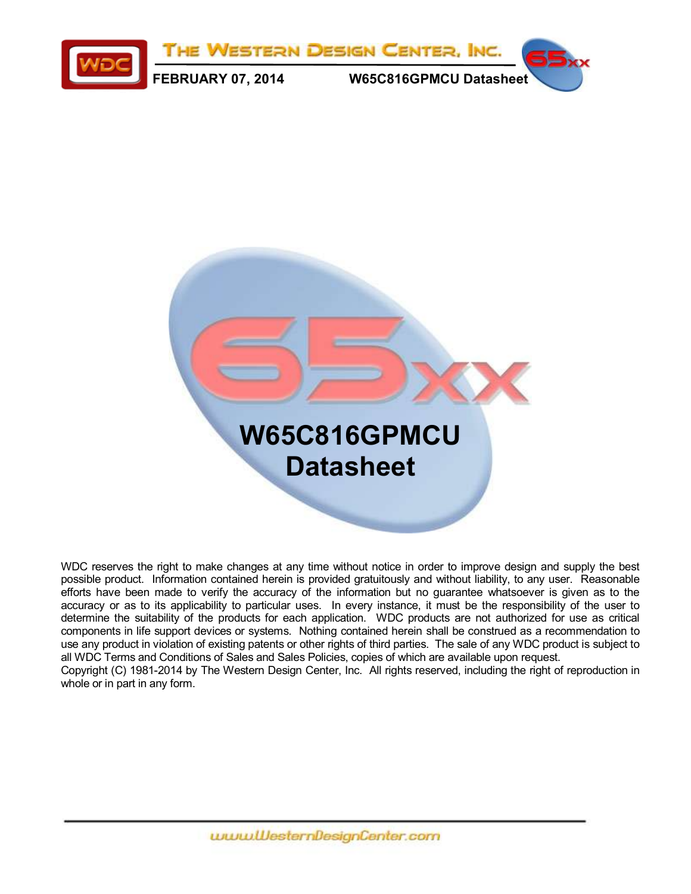# W65C816GPMCU Datasheet

FEBRUARY 07, 2014

WDC reserves the right to make changes at any time without notice in order to improve design and supply the best possible product. Information contained herein is provided gratuitously and without liability, to any user. Reasonable efforts have been made to verify the accuracy of the information but no guarantee whatsoever is given as to the accuracy or as to its applicability to particular uses. In every instance, it must be the responsibility of the user to determine the suitability of the products for each application. WDC products are not authorized for use as critical components in life support devices or systems. Nothing contained herein shall be construed as a recommendation to use any product in violation of existing patents or other rights of third parties. The sale of any WDC product is subject to all WDC Terms and Conditions of Sales and Sales Policies, copies of which are available upon request.
Copyright (C) 1981-2014 by The Western Design Center, Inc. All rights reserved, including the right of reproduction in whole or in part in any form.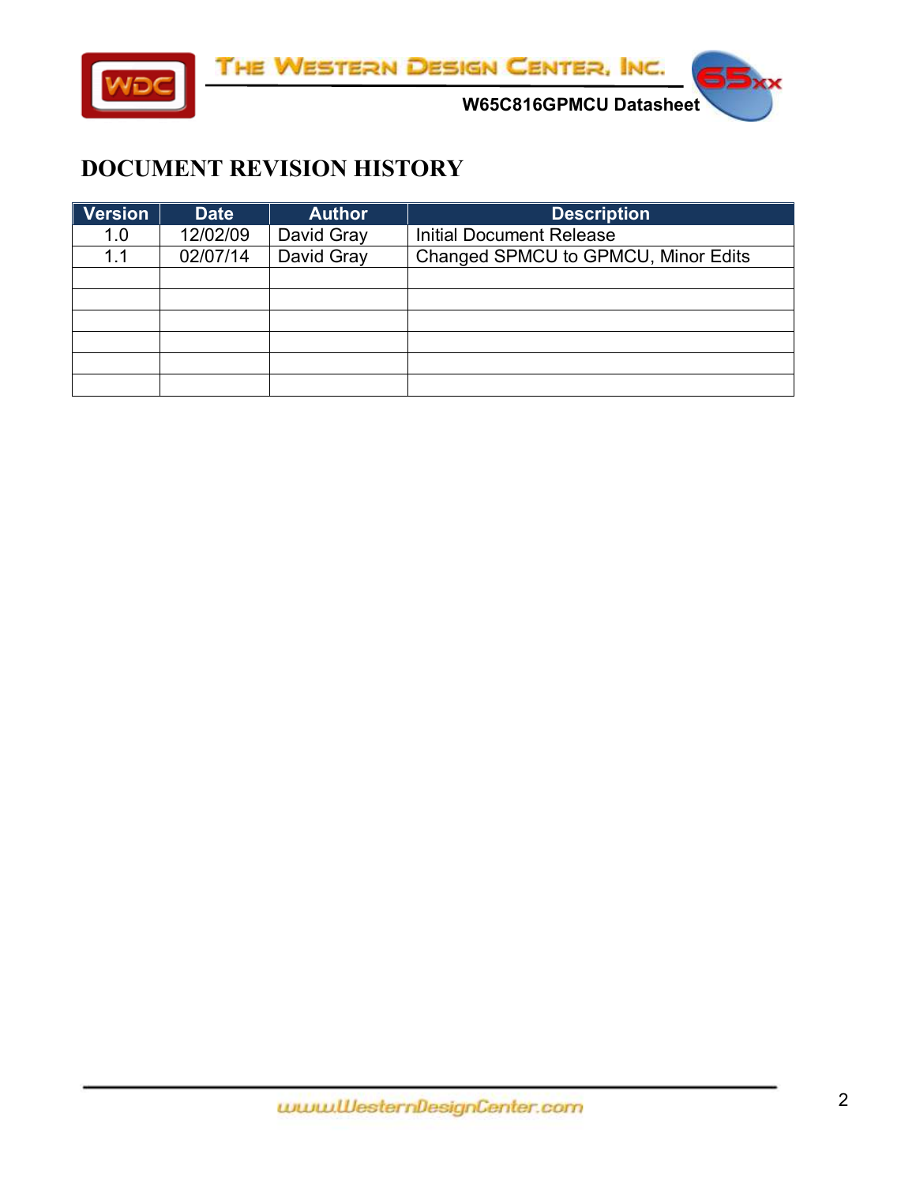# DOCUMENT REVISION HISTORY

| Version | Date | Author | Description |
|---|---|---|---|
| 1.0 | 12/02/09 | David Gray | Initial Document Release |
| 1.1 | 02/07/14 | David Gray | Changed SPMCU to GPMCU, Minor Edits |
| | | | |
| | | | |
| | | | |
| | | | |
| | | | |
| | | | |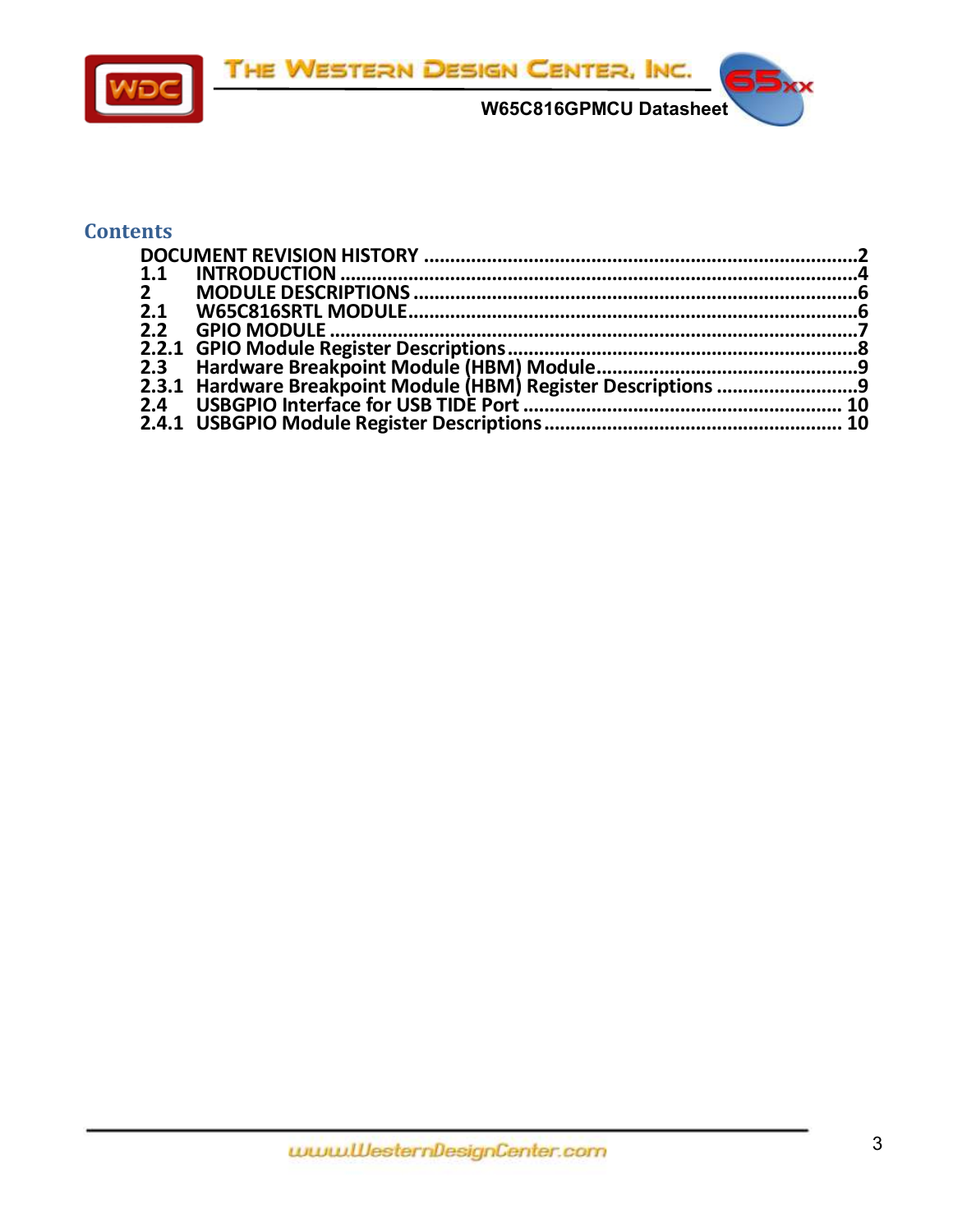# Contents

DOCUMENT REVISION HISTORY ......................................................................................2
1.1 INTRODUCTION ..........................................................................................................4
2 MODULE DESCRIPTIONS ...............................................................................................6
2.1 W65C816SRTL MODULE...............................................................................................6
2.2 GPIO MODULE .............................................................................................................7
2.2.1 GPIO Module Register Descriptions ..........................................................................8
2.3 Hardware Breakpoint Module (HBM) Module..............................................................9
2.3.1 Hardware Breakpoint Module (HBM) Register Descriptions .......................................9
2.4 USBGPIO Interface for USB TIDE Port ......................................................................... 10
2.4.1 USBGPIO Module Register Descriptions.................................................................... 10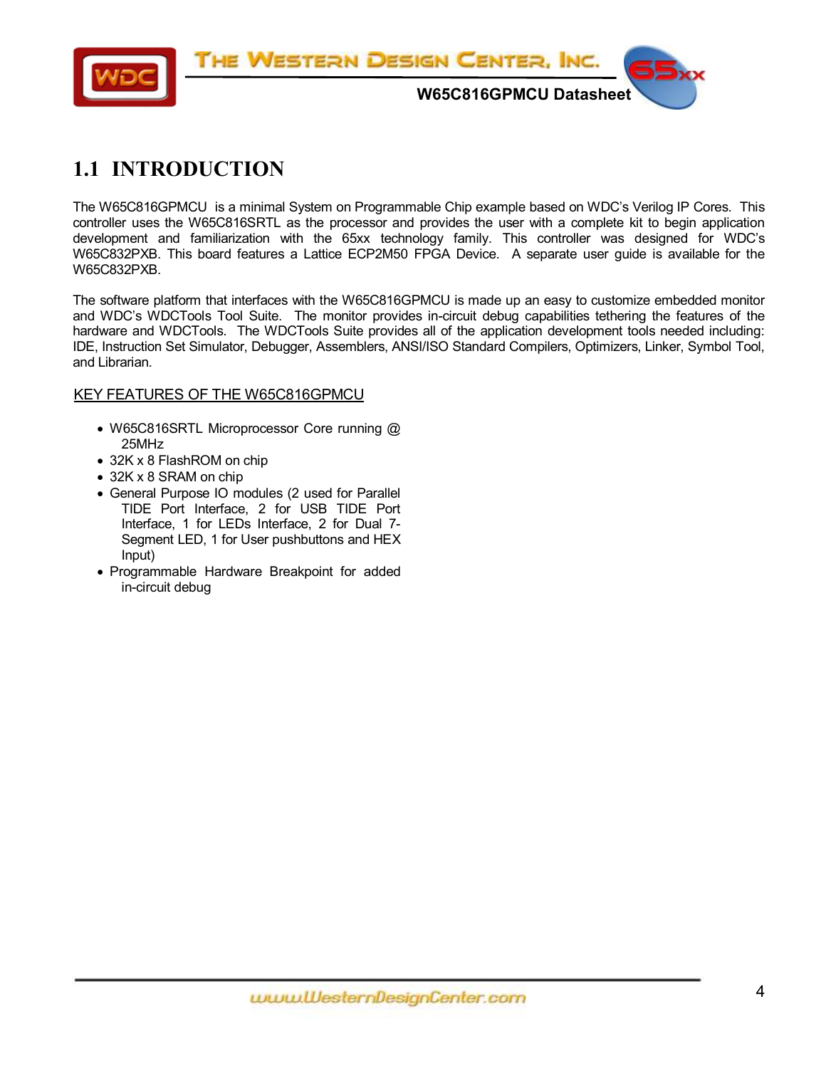# 1.1 INTRODUCTION

The W65C816GPMCU is a minimal System on Programmable Chip example based on WDC's Verilog IP Cores. This controller uses the W65C816SRTL as the processor and provides the user with a complete kit to begin application development and familiarization with the 65xx technology family. This controller was designed for WDC's W65C832PXB. This board features a Lattice ECP2M50 FPGA Device. A separate user guide is available for the W65C832PXB.

The software platform that interfaces with the W65C816GPMCU is made up an easy to customize embedded monitor and WDC's WDCTools Tool Suite. The monitor provides in-circuit debug capabilities tethering the features of the hardware and WDCTools. The WDCTools Suite provides all of the application development tools needed including: IDE, Instruction Set Simulator, Debugger, Assemblers, ANSI/ISO Standard Compilers, Optimizers, Linker, Symbol Tool, and Librarian.

KEY FEATURES OF THE W65C816GPMCU

- W65C816SRTL Microprocessor Core running @ 25MHz
- 32K x 8 FlashROM on chip
- 32K x 8 SRAM on chip
- General Purpose IO modules (2 used for Parallel TIDE Port Interface, 2 for USB TIDE Port Interface, 1 for LEDs Interface, 2 for Dual 7-Segment LED, 1 for User pushbuttons and HEX Input)
- Programmable Hardware Breakpoint for added in-circuit debug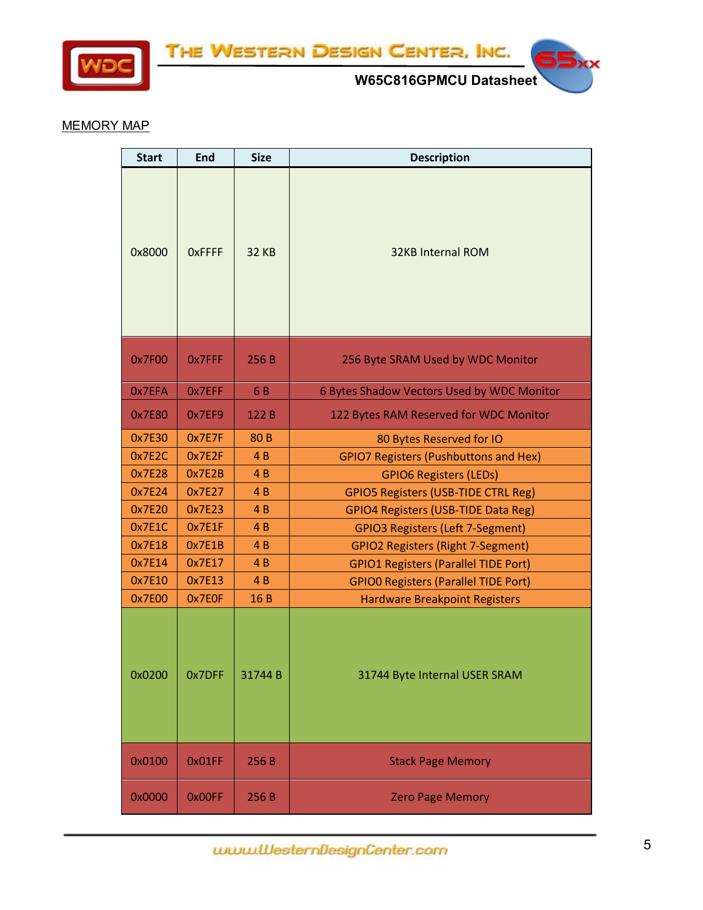## MEMORY MAP

| Start | End | Size | Description |
|---|---|---|---|
| 0x8000 | 0xFFFF | 32 KB | 32KB Internal ROM |
| 0x7F00 | 0x7FFF | 256 B | 256 Byte SRAM Used by WDC Monitor |
| 0x7EFA | 0x7EFF | 6 B | 6 Bytes Shadow Vectors Used by WDC Monitor |
| 0x7E80 | 0x7EF9 | 122 B | 122 Bytes RAM Reserved for WDC Monitor |
| 0x7E30 | 0x7E7F | 80 B | 80 Bytes Reserved for IO |
| 0x7E2C | 0x7E2F | 4 B | GPIO7 Registers (Pushbuttons and Hex) |
| 0x7E28 | 0x7E2B | 4 B | GPIO6 Registers (LEDs) |
| 0x7E24 | 0x7E27 | 4 B | GPIO5 Registers (USB-TIDE CTRL Reg) |
| 0x7E20 | 0x7E23 | 4 B | GPIO4 Registers (USB-TIDE Data Reg) |
| 0x7E1C | 0x7E1F | 4 B | GPIO3 Registers (Left 7-Segment) |
| 0x7E18 | 0x7E1B | 4 B | GPIO2 Registers (Right 7-Segment) |
| 0x7E14 | 0x7E17 | 4 B | GPIO1 Registers (Parallel TIDE Port) |
| 0x7E10 | 0x7E13 | 4 B | GPIO0 Registers (Parallel TIDE Port) |
| 0x7E00 | 0x7E0F | 16 B | Hardware Breakpoint Registers |
| 0x0200 | 0x7DFF | 31744 B | 31744 Byte Internal USER SRAM |
| 0x0100 | 0x01FF | 256 B | Stack Page Memory |
| 0x0000 | 0x00FF | 256 B | Zero Page Memory |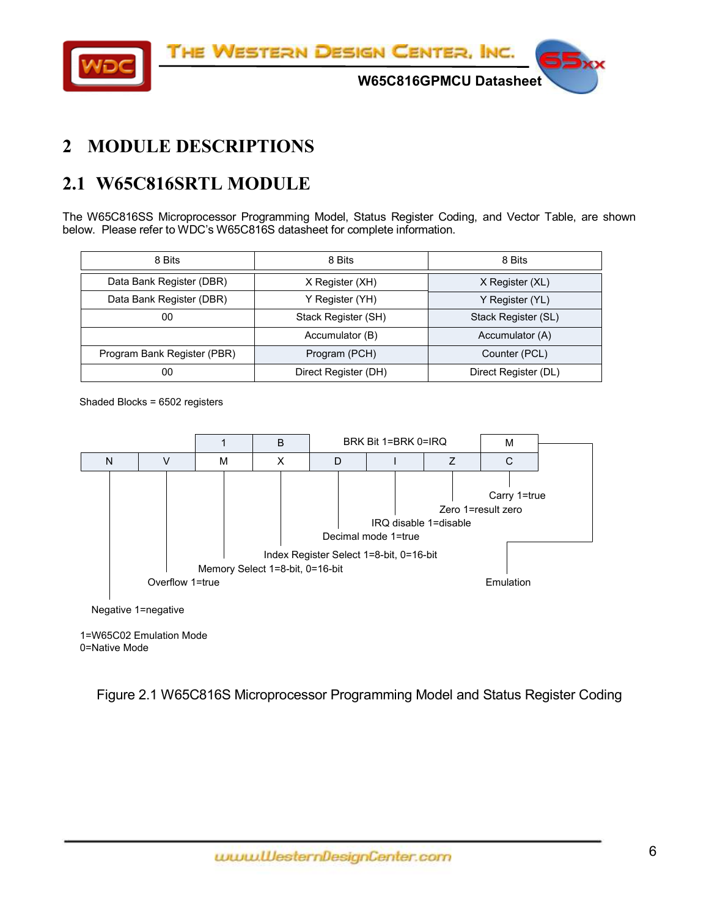# 2 MODULE DESCRIPTIONS

## 2.1 W65C816SRTL MODULE

The W65C816SS Microprocessor Programming Model, Status Register Coding, and Vector Table, are shown below. Please refer to WDC's W65C816S datasheet for complete information.

| 8 Bits | 8 Bits | 8 Bits |
|---|---|---|
| Data Bank Register (DBR) | X Register (XH) | X Register (XL) |
| Data Bank Register (DBR) | Y Register (YH) | Y Register (YL) |
| 00 | Stack Register (SH) | Stack Register (SL) |
| | Accumulator (B) | Accumulator (A) |
| Program Bank Register (PBR) | Program (PCH) | Counter (PCL) |
| 00 | Direct Register (DH) | Direct Register (DL) |

Shaded Blocks = 6502 registers

| | | 1 | B | BRK Bit 1=BRK 0=IRQ | | | M |
|---|---|---|---|---|---|---|---|
| N | V | M | X | D | I | Z | C |

- N: Negative 1=negative
- V: Overflow 1=true
- M: Memory Select 1=8-bit, 0=16-bit
- X: Index Register Select 1=8-bit, 0=16-bit
- D: Decimal mode 1=true
- I: IRQ disable 1=disable
- Z: Zero 1=result zero
- C: Carry 1=true
- E: Emulation

1=W65C02 Emulation Mode
0=Native Mode

Figure 2.1 W65C816S Microprocessor Programming Model and Status Register Coding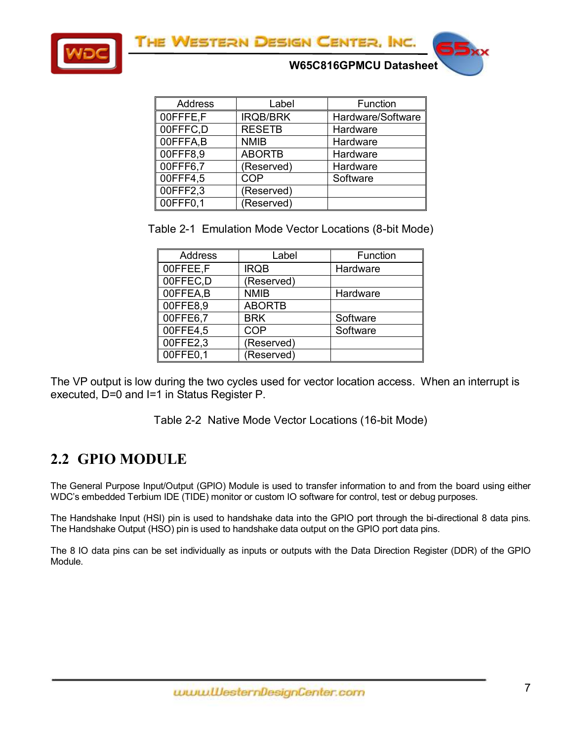| Address | Label | Function |
| --- | --- | --- |
| 00FFFE,F | IRQB/BRK | Hardware/Software |
| 00FFFC,D | RESETB | Hardware |
| 00FFFA,B | NMIB | Hardware |
| 00FFF8,9 | ABORTB | Hardware |
| 00FFF6,7 | (Reserved) | Hardware |
| 00FFF4,5 | COP | Software |
| 00FFF2,3 | (Reserved) | |
| 00FFF0,1 | (Reserved) | |

Table 2-1 Emulation Mode Vector Locations (8-bit Mode)

| Address | Label | Function |
| --- | --- | --- |
| 00FFEE,F | IRQB | Hardware |
| 00FFEC,D | (Reserved) | |
| 00FFEA,B | NMIB | Hardware |
| 00FFE8,9 | ABORTB | |
| 00FFE6,7 | BRK | Software |
| 00FFE4,5 | COP | Software |
| 00FFE2,3 | (Reserved) | |
| 00FFE0,1 | (Reserved) | |

The VP output is low during the two cycles used for vector location access. When an interrupt is executed, D=0 and I=1 in Status Register P.

Table 2-2 Native Mode Vector Locations (16-bit Mode)

## 2.2 GPIO MODULE

The General Purpose Input/Output (GPIO) Module is used to transfer information to and from the board using either WDC's embedded Terbium IDE (TIDE) monitor or custom IO software for control, test or debug purposes.

The Handshake Input (HSI) pin is used to handshake data into the GPIO port through the bi-directional 8 data pins. The Handshake Output (HSO) pin is used to handshake data output on the GPIO port data pins.

The 8 IO data pins can be set individually as inputs or outputs with the Data Direction Register (DDR) of the GPIO Module.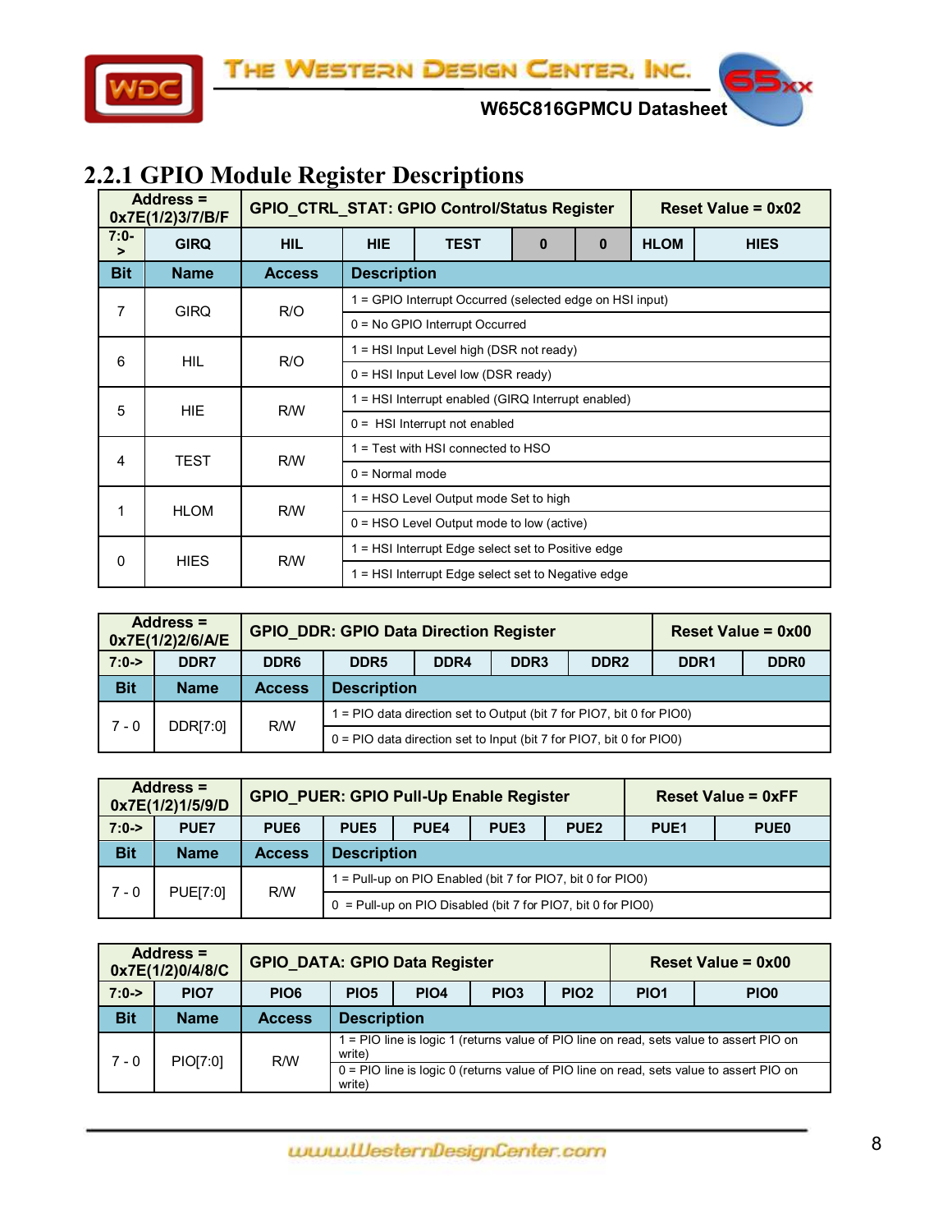## 2.2.1 GPIO Module Register Descriptions

| Address = 0x7E(1/2)3/7/B/F | GPIO_CTRL_STAT: GPIO Control/Status Register | | | | | | Reset Value = 0x02 |
|---|---|---|---|---|---|---|---|
| 7:0-> | GIRQ | HIL | HIE | TEST | 0 | 0 | HLOM | HIES |

| Bit | Name | Access | Description |
|---|---|---|---|
| 7 | GIRQ | R/O | 1 = GPIO Interrupt Occurred (selected edge on HSI input) |
| | | | 0 = No GPIO Interrupt Occurred |
| 6 | HIL | R/O | 1 = HSI Input Level high (DSR not ready) |
| | | | 0 = HSI Input Level low (DSR ready) |
| 5 | HIE | R/W | 1 = HSI Interrupt enabled (GIRQ Interrupt enabled) |
| | | | 0 = HSI Interrupt not enabled |
| 4 | TEST | R/W | 1 = Test with HSI connected to HSO |
| | | | 0 = Normal mode |
| 1 | HLOM | R/W | 1 = HSO Level Output mode Set to high |
| | | | 0 = HSO Level Output mode to low (active) |
| 0 | HIES | R/W | 1 = HSI Interrupt Edge select set to Positive edge |
| | | | 1 = HSI Interrupt Edge select set to Negative edge |

| Address = 0x7E(1/2)2/6/A/E | GPIO_DDR: GPIO Data Direction Register | | | | | | Reset Value = 0x00 | |
|---|---|---|---|---|---|---|---|---|
| 7:0-> | DDR7 | DDR6 | DDR5 | DDR4 | DDR3 | DDR2 | DDR1 | DDR0 |

| Bit | Name | Access | Description |
|---|---|---|---|
| 7 - 0 | DDR[7:0] | R/W | 1 = PIO data direction set to Output (bit 7 for PIO7, bit 0 for PIO0) |
| | | | 0 = PIO data direction set to Input (bit 7 for PIO7, bit 0 for PIO0) |

| Address = 0x7E(1/2)1/5/9/D | GPIO_PUER: GPIO Pull-Up Enable Register | | | | | | Reset Value = 0xFF | |
|---|---|---|---|---|---|---|---|---|
| 7:0-> | PUE7 | PUE6 | PUE5 | PUE4 | PUE3 | PUE2 | PUE1 | PUE0 |

| Bit | Name | Access | Description |
|---|---|---|---|
| 7 - 0 | PUE[7:0] | R/W | 1 = Pull-up on PIO Enabled (bit 7 for PIO7, bit 0 for PIO0) |
| | | | 0 = Pull-up on PIO Disabled (bit 7 for PIO7, bit 0 for PIO0) |

| Address = 0x7E(1/2)0/4/8/C | GPIO_DATA: GPIO Data Register | | | | | | Reset Value = 0x00 | |
|---|---|---|---|---|---|---|---|---|
| 7:0-> | PIO7 | PIO6 | PIO5 | PIO4 | PIO3 | PIO2 | PIO1 | PIO0 |

| Bit | Name | Access | Description |
|---|---|---|---|
| 7 - 0 | PIO[7:0] | R/W | 1 = PIO line is logic 1 (returns value of PIO line on read, sets value to assert PIO on write) |
| | | | 0 = PIO line is logic 0 (returns value of PIO line on read, sets value to assert PIO on write) |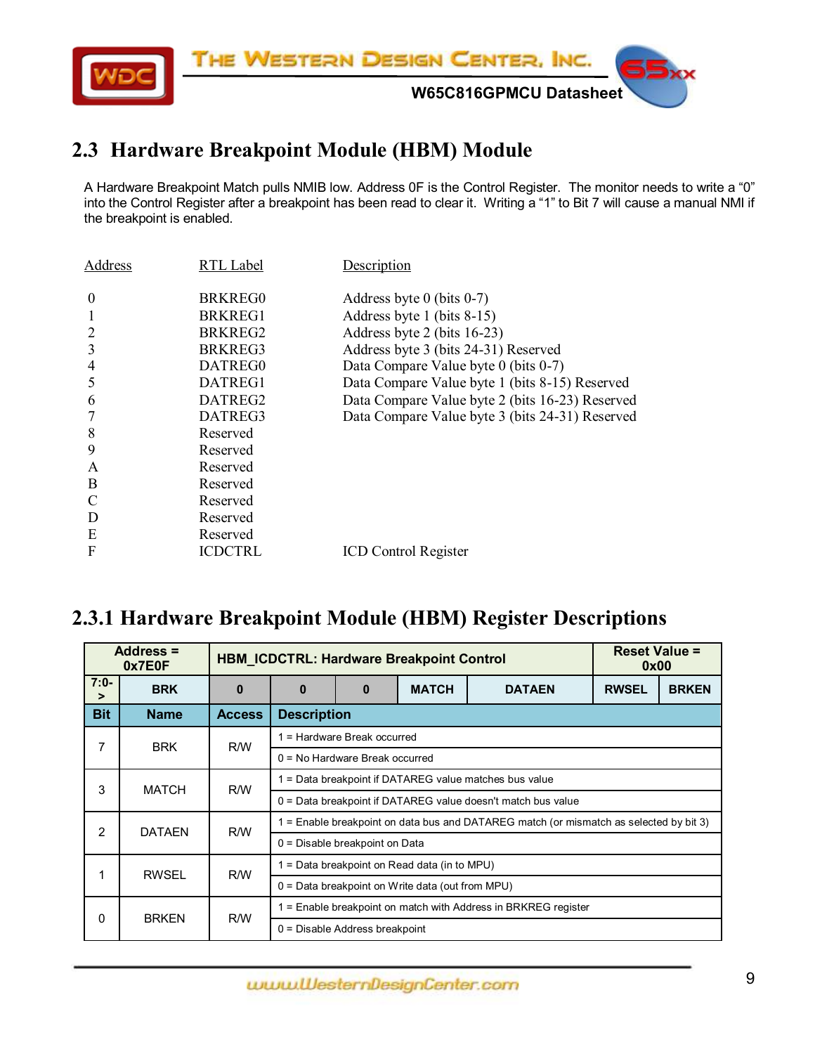## 2.3 Hardware Breakpoint Module (HBM) Module

A Hardware Breakpoint Match pulls NMIB low. Address 0F is the Control Register. The monitor needs to write a "0" into the Control Register after a breakpoint has been read to clear it. Writing a "1" to Bit 7 will cause a manual NMI if the breakpoint is enabled.

| Address | RTL Label | Description |
|---|---|---|
| 0 | BRKREG0 | Address byte 0 (bits 0-7) |
| 1 | BRKREG1 | Address byte 1 (bits 8-15) |
| 2 | BRKREG2 | Address byte 2 (bits 16-23) |
| 3 | BRKREG3 | Address byte 3 (bits 24-31) Reserved |
| 4 | DATREG0 | Data Compare Value byte 0 (bits 0-7) |
| 5 | DATREG1 | Data Compare Value byte 1 (bits 8-15) Reserved |
| 6 | DATREG2 | Data Compare Value byte 2 (bits 16-23) Reserved |
| 7 | DATREG3 | Data Compare Value byte 3 (bits 24-31) Reserved |
| 8 | Reserved | |
| 9 | Reserved | |
| A | Reserved | |
| B | Reserved | |
| C | Reserved | |
| D | Reserved | |
| E | Reserved | |
| F | ICDCTRL | ICD Control Register |

### 2.3.1 Hardware Breakpoint Module (HBM) Register Descriptions

| Address = 0x7E0F | HBM_ICDCTRL: Hardware Breakpoint Control | | | | | | Reset Value = 0x00 | |
|---|---|---|---|---|---|---|---|---|
| 7:0-> | BRK | 0 | 0 | 0 | MATCH | DATAEN | RWSEL | BRKEN |

| Bit | Name | Access | Description |
|---|---|---|---|
| 7 | BRK | R/W | 1 = Hardware Break occurred |
| | | | 0 = No Hardware Break occurred |
| 3 | MATCH | R/W | 1 = Data breakpoint if DATAREG value matches bus value |
| | | | 0 = Data breakpoint if DATAREG value doesn't match bus value |
| 2 | DATAEN | R/W | 1 = Enable breakpoint on data bus and DATAREG match (or mismatch as selected by bit 3) |
| | | | 0 = Disable breakpoint on Data |
| 1 | RWSEL | R/W | 1 = Data breakpoint on Read data (in to MPU) |
| | | | 0 = Data breakpoint on Write data (out from MPU) |
| 0 | BRKEN | R/W | 1 = Enable breakpoint on match with Address in BRKREG register |
| | | | 0 = Disable Address breakpoint |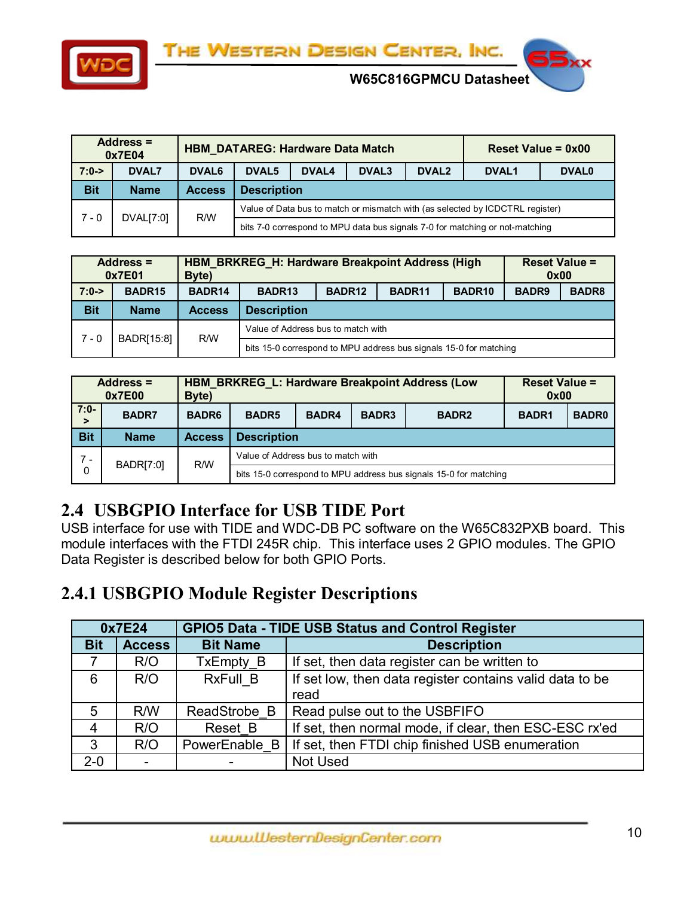| Address = 0x7E04 | HBM_DATAREG: Hardware Data Match | | | | | Reset Value = 0x00 | |
|---|---|---|---|---|---|---|---|
| 7:0-> | DVAL7 | DVAL6 | DVAL5 | DVAL4 | DVAL3 | DVAL2 | DVAL1 | DVAL0 |
| **Bit** | **Name** | **Access** | **Description** | | | | | |
| 7 - 0 | DVAL[7:0] | R/W | Value of Data bus to match or mismatch with (as selected by ICDCTRL register) | | | | | |
| | | | bits 7-0 correspond to MPU data bus signals 7-0 for matching or not-matching | | | | | |

| Address = 0x7E01 | HBM_BRKREG_H: Hardware Breakpoint Address (High Byte) | | | | | | Reset Value = 0x00 | |
|---|---|---|---|---|---|---|---|---|
| 7:0-> | BADR15 | BADR14 | BADR13 | BADR12 | BADR11 | BADR10 | BADR9 | BADR8 |
| **Bit** | **Name** | **Access** | **Description** | | | | | |
| 7 - 0 | BADR[15:8] | R/W | Value of Address bus to match with | | | | | |
| | | | bits 15-0 correspond to MPU address bus signals 15-0 for matching | | | | | |

| Address = 0x7E00 | HBM_BRKREG_L: Hardware Breakpoint Address (Low Byte) | | | | | | Reset Value = 0x00 | |
|---|---|---|---|---|---|---|---|---|
| 7:0-> | BADR7 | BADR6 | BADR5 | BADR4 | BADR3 | BADR2 | BADR1 | BADR0 |
| **Bit** | **Name** | **Access** | **Description** | | | | | |
| 7 - 0 | BADR[7:0] | R/W | Value of Address bus to match with | | | | | |
| | | | bits 15-0 correspond to MPU address bus signals 15-0 for matching | | | | | |

## 2.4 USBGPIO Interface for USB TIDE Port

USB interface for use with TIDE and WDC-DB PC software on the W65C832PXB board. This module interfaces with the FTDI 245R chip. This interface uses 2 GPIO modules. The GPIO Data Register is described below for both GPIO Ports.

### 2.4.1 USBGPIO Module Register Descriptions

| 0x7E24 | GPIO5 Data - TIDE USB Status and Control Register | | |
|---|---|---|---|
| **Bit** | **Access** | **Bit Name** | **Description** |
| 7 | R/O | TxEmpty_B | If set, then data register can be written to |
| 6 | R/O | RxFull_B | If set low, then data register contains valid data to be read |
| 5 | R/W | ReadStrobe_B | Read pulse out to the USBFIFO |
| 4 | R/O | Reset_B | If set, then normal mode, if clear, then ESC-ESC rx'ed |
| 3 | R/O | PowerEnable_B | If set, then FTDI chip finished USB enumeration |
| 2-0 | - | - | Not Used |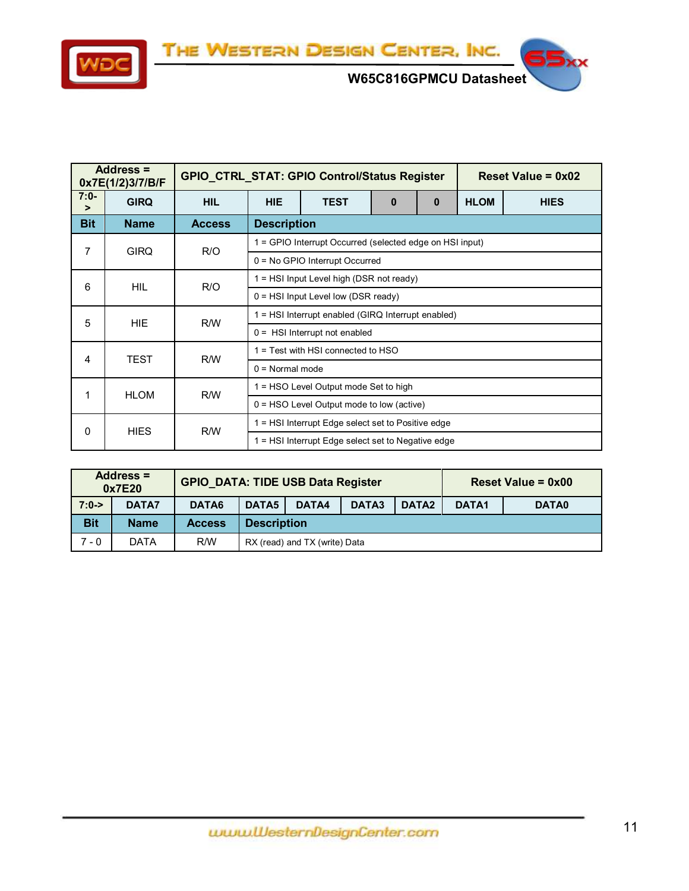| Address = 0x7E(1/2)3/7/B/F | GPIO_CTRL_STAT: GPIO Control/Status Register | | | | | Reset Value = 0x02 | |
|---|---|---|---|---|---|---|---|
| 7:0-> | GIRQ | HIL | HIE | TEST | 0 | 0 | HLOM | HIES |

| Bit | Name | Access | Description |
|---|---|---|---|
| 7 | GIRQ | R/O | 1 = GPIO Interrupt Occurred (selected edge on HSI input) |
| | | | 0 = No GPIO Interrupt Occurred |
| 6 | HIL | R/O | 1 = HSI Input Level high (DSR not ready) |
| | | | 0 = HSI Input Level low (DSR ready) |
| 5 | HIE | R/W | 1 = HSI Interrupt enabled (GIRQ Interrupt enabled) |
| | | | 0 = HSI Interrupt not enabled |
| 4 | TEST | R/W | 1 = Test with HSI connected to HSO |
| | | | 0 = Normal mode |
| 1 | HLOM | R/W | 1 = HSO Level Output mode Set to high |
| | | | 0 = HSO Level Output mode to low (active) |
| 0 | HIES | R/W | 1 = HSI Interrupt Edge select set to Positive edge |
| | | | 1 = HSI Interrupt Edge select set to Negative edge |

| Address = 0x7E20 | GPIO_DATA: TIDE USB Data Register | | | | | Reset Value = 0x00 | |
|---|---|---|---|---|---|---|---|
| 7:0-> | DATA7 | DATA6 | DATA5 | DATA4 | DATA3 | DATA2 | DATA1 | DATA0 |

| Bit | Name | Access | Description |
|---|---|---|---|
| 7 - 0 | DATA | R/W | RX (read) and TX (write) Data |